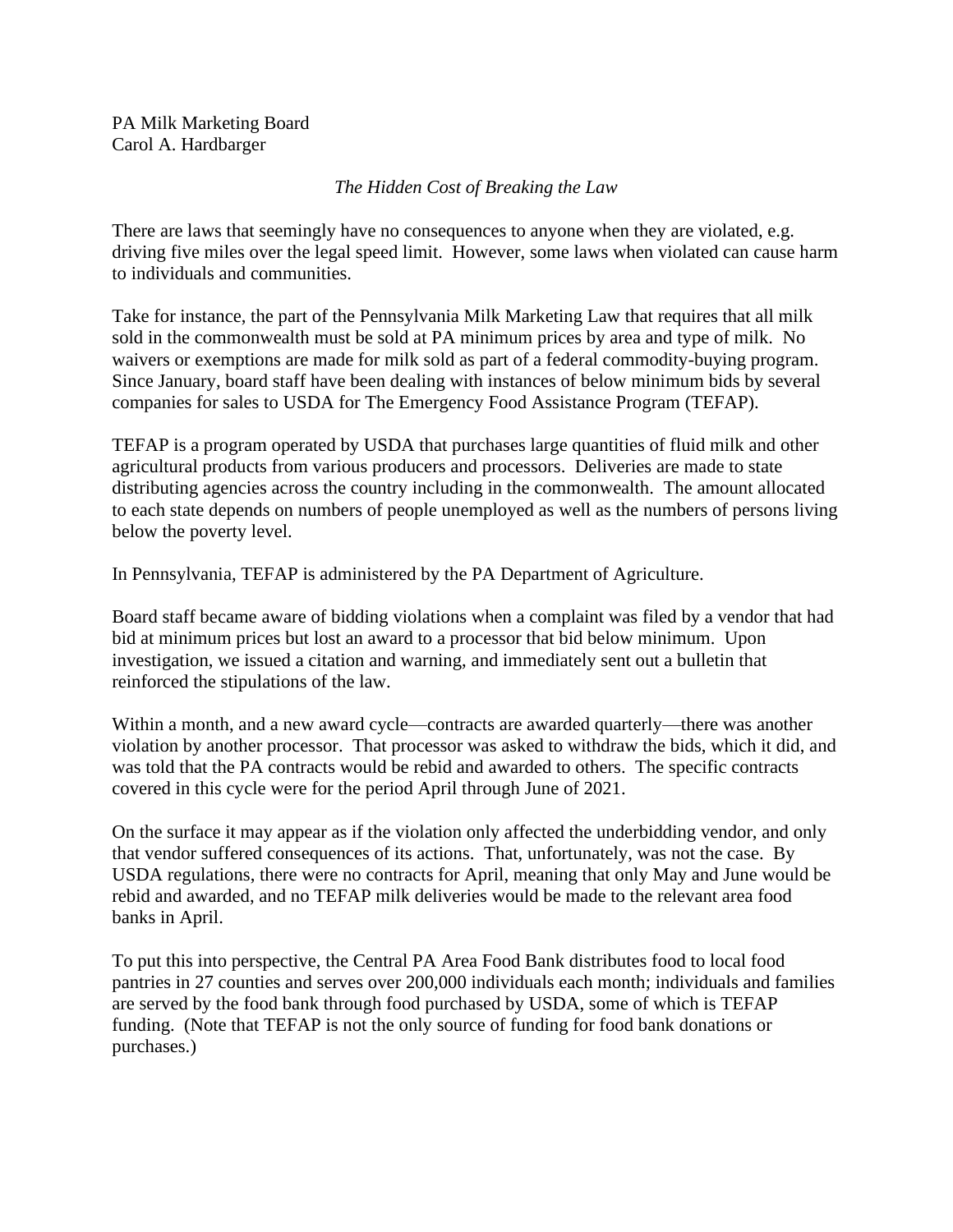PA Milk Marketing Board
Carol A. Hardbarger

*The Hidden Cost of Breaking the Law*

There are laws that seemingly have no consequences to anyone when they are violated, e.g. driving five miles over the legal speed limit. However, some laws when violated can cause harm to individuals and communities.

Take for instance, the part of the Pennsylvania Milk Marketing Law that requires that all milk sold in the commonwealth must be sold at PA minimum prices by area and type of milk. No waivers or exemptions are made for milk sold as part of a federal commodity-buying program. Since January, board staff have been dealing with instances of below minimum bids by several companies for sales to USDA for The Emergency Food Assistance Program (TEFAP).

TEFAP is a program operated by USDA that purchases large quantities of fluid milk and other agricultural products from various producers and processors. Deliveries are made to state distributing agencies across the country including in the commonwealth. The amount allocated to each state depends on numbers of people unemployed as well as the numbers of persons living below the poverty level.

In Pennsylvania, TEFAP is administered by the PA Department of Agriculture.

Board staff became aware of bidding violations when a complaint was filed by a vendor that had bid at minimum prices but lost an award to a processor that bid below minimum. Upon investigation, we issued a citation and warning, and immediately sent out a bulletin that reinforced the stipulations of the law.

Within a month, and a new award cycle—contracts are awarded quarterly—there was another violation by another processor. That processor was asked to withdraw the bids, which it did, and was told that the PA contracts would be rebid and awarded to others. The specific contracts covered in this cycle were for the period April through June of 2021.

On the surface it may appear as if the violation only affected the underbidding vendor, and only that vendor suffered consequences of its actions. That, unfortunately, was not the case. By USDA regulations, there were no contracts for April, meaning that only May and June would be rebid and awarded, and no TEFAP milk deliveries would be made to the relevant area food banks in April.

To put this into perspective, the Central PA Area Food Bank distributes food to local food pantries in 27 counties and serves over 200,000 individuals each month; individuals and families are served by the food bank through food purchased by USDA, some of which is TEFAP funding. (Note that TEFAP is not the only source of funding for food bank donations or purchases.)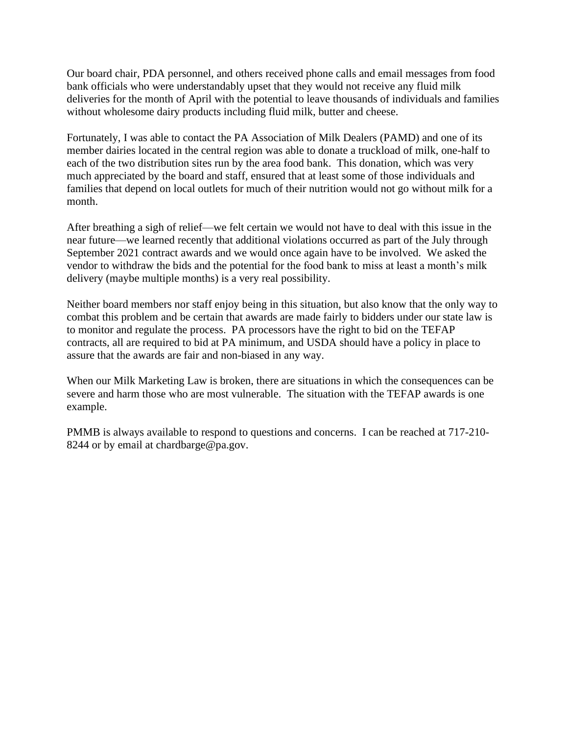Our board chair, PDA personnel, and others received phone calls and email messages from food bank officials who were understandably upset that they would not receive any fluid milk deliveries for the month of April with the potential to leave thousands of individuals and families without wholesome dairy products including fluid milk, butter and cheese.

Fortunately, I was able to contact the PA Association of Milk Dealers (PAMD) and one of its member dairies located in the central region was able to donate a truckload of milk, one-half to each of the two distribution sites run by the area food bank. This donation, which was very much appreciated by the board and staff, ensured that at least some of those individuals and families that depend on local outlets for much of their nutrition would not go without milk for a month.

After breathing a sigh of relief—we felt certain we would not have to deal with this issue in the near future—we learned recently that additional violations occurred as part of the July through September 2021 contract awards and we would once again have to be involved. We asked the vendor to withdraw the bids and the potential for the food bank to miss at least a month's milk delivery (maybe multiple months) is a very real possibility.

Neither board members nor staff enjoy being in this situation, but also know that the only way to combat this problem and be certain that awards are made fairly to bidders under our state law is to monitor and regulate the process. PA processors have the right to bid on the TEFAP contracts, all are required to bid at PA minimum, and USDA should have a policy in place to assure that the awards are fair and non-biased in any way.

When our Milk Marketing Law is broken, there are situations in which the consequences can be severe and harm those who are most vulnerable. The situation with the TEFAP awards is one example.

PMMB is always available to respond to questions and concerns. I can be reached at 717-210-8244 or by email at chardbarge@pa.gov.